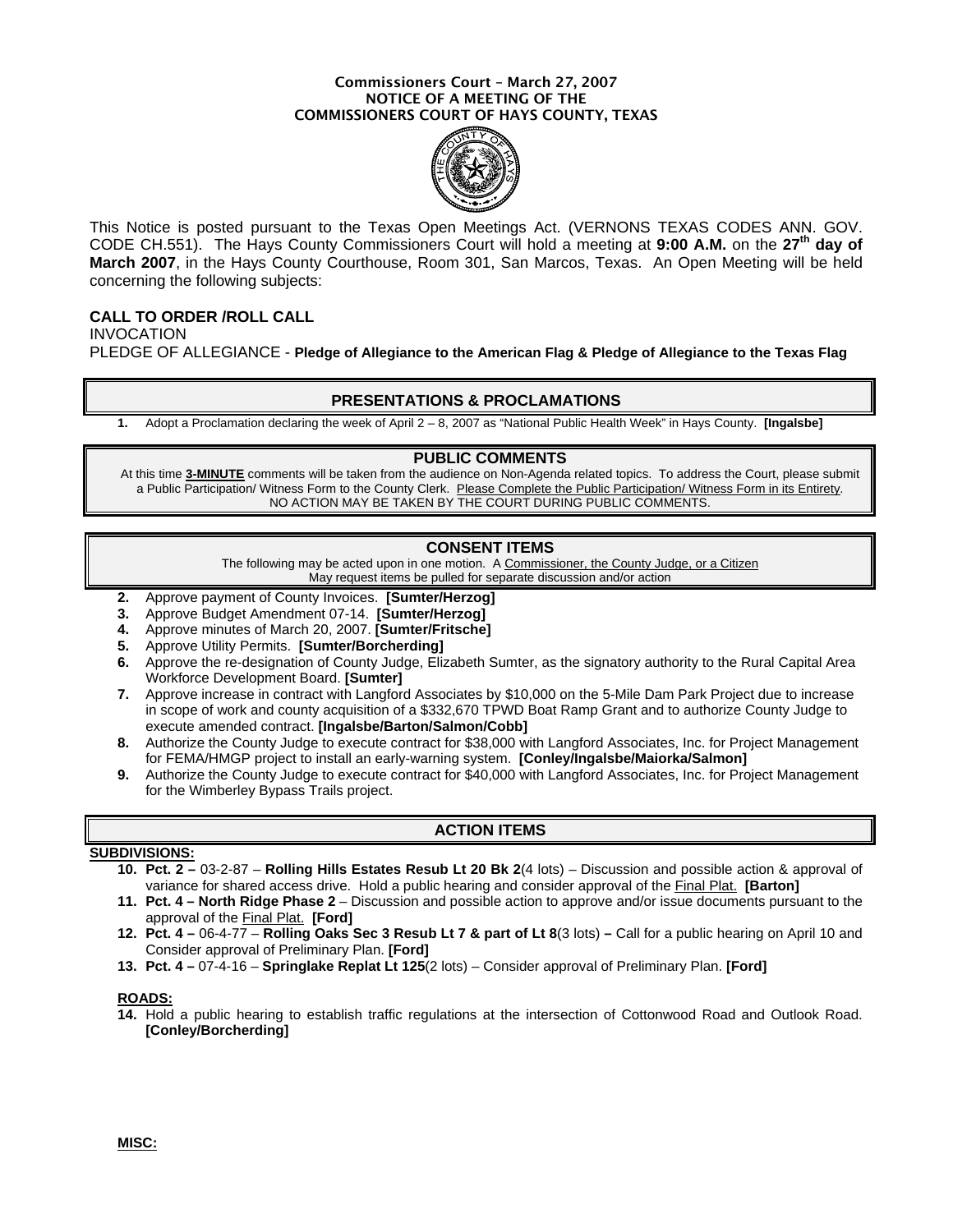# Commissioners Court – March 27, 2007
## NOTICE OF A MEETING OF THE COMMISSIONERS COURT OF HAYS COUNTY, TEXAS

This Notice is posted pursuant to the Texas Open Meetings Act. (VERNONS TEXAS CODES ANN. GOV. CODE CH.551). The Hays County Commissioners Court will hold a meeting at **9:00 A.M.** on the **27th day of March 2007**, in the Hays County Courthouse, Room 301, San Marcos, Texas. An Open Meeting will be held concerning the following subjects:

**CALL TO ORDER /ROLL CALL**

INVOCATION

PLEDGE OF ALLEGIANCE - **Pledge of Allegiance to the American Flag & Pledge of Allegiance to the Texas Flag**

## PRESENTATIONS & PROCLAMATIONS

1. Adopt a Proclamation declaring the week of April 2 – 8, 2007 as "National Public Health Week" in Hays County. **[Ingalsbe]**

## PUBLIC COMMENTS

At this time **3-MINUTE** comments will be taken from the audience on Non-Agenda related topics. To address the Court, please submit a Public Participation/ Witness Form to the County Clerk. Please Complete the Public Participation/ Witness Form in its Entirety. NO ACTION MAY BE TAKEN BY THE COURT DURING PUBLIC COMMENTS.

## CONSENT ITEMS

The following may be acted upon in one motion. A Commissioner, the County Judge, or a Citizen May request items be pulled for separate discussion and/or action

2. Approve payment of County Invoices. **[Sumter/Herzog]**
3. Approve Budget Amendment 07-14. **[Sumter/Herzog]**
4. Approve minutes of March 20, 2007. **[Sumter/Fritsche]**
5. Approve Utility Permits. **[Sumter/Borcherding]**
6. Approve the re-designation of County Judge, Elizabeth Sumter, as the signatory authority to the Rural Capital Area Workforce Development Board. **[Sumter]**
7. Approve increase in contract with Langford Associates by $10,000 on the 5-Mile Dam Park Project due to increase in scope of work and county acquisition of a $332,670 TPWD Boat Ramp Grant and to authorize County Judge to execute amended contract. **[Ingalsbe/Barton/Salmon/Cobb]**
8. Authorize the County Judge to execute contract for $38,000 with Langford Associates, Inc. for Project Management for FEMA/HMGP project to install an early-warning system. **[Conley/Ingalsbe/Maiorka/Salmon]**
9. Authorize the County Judge to execute contract for $40,000 with Langford Associates, Inc. for Project Management for the Wimberley Bypass Trails project.

## ACTION ITEMS

**SUBDIVISIONS:**

10. **Pct. 2 –** 03-2-87 – **Rolling Hills Estates Resub Lt 20 Bk 2**(4 lots) – Discussion and possible action & approval of variance for shared access drive. Hold a public hearing and consider approval of the Final Plat. **[Barton]**
11. **Pct. 4 – North Ridge Phase 2** – Discussion and possible action to approve and/or issue documents pursuant to the approval of the Final Plat. **[Ford]**
12. **Pct. 4 –** 06-4-77 – **Rolling Oaks Sec 3 Resub Lt 7 & part of Lt 8**(3 lots) **–** Call for a public hearing on April 10 and Consider approval of Preliminary Plan. **[Ford]**
13. **Pct. 4 –** 07-4-16 – **Springlake Replat Lt 125**(2 lots) – Consider approval of Preliminary Plan. **[Ford]**

**ROADS:**

14. Hold a public hearing to establish traffic regulations at the intersection of Cottonwood Road and Outlook Road. **[Conley/Borcherding]**

**MISC:**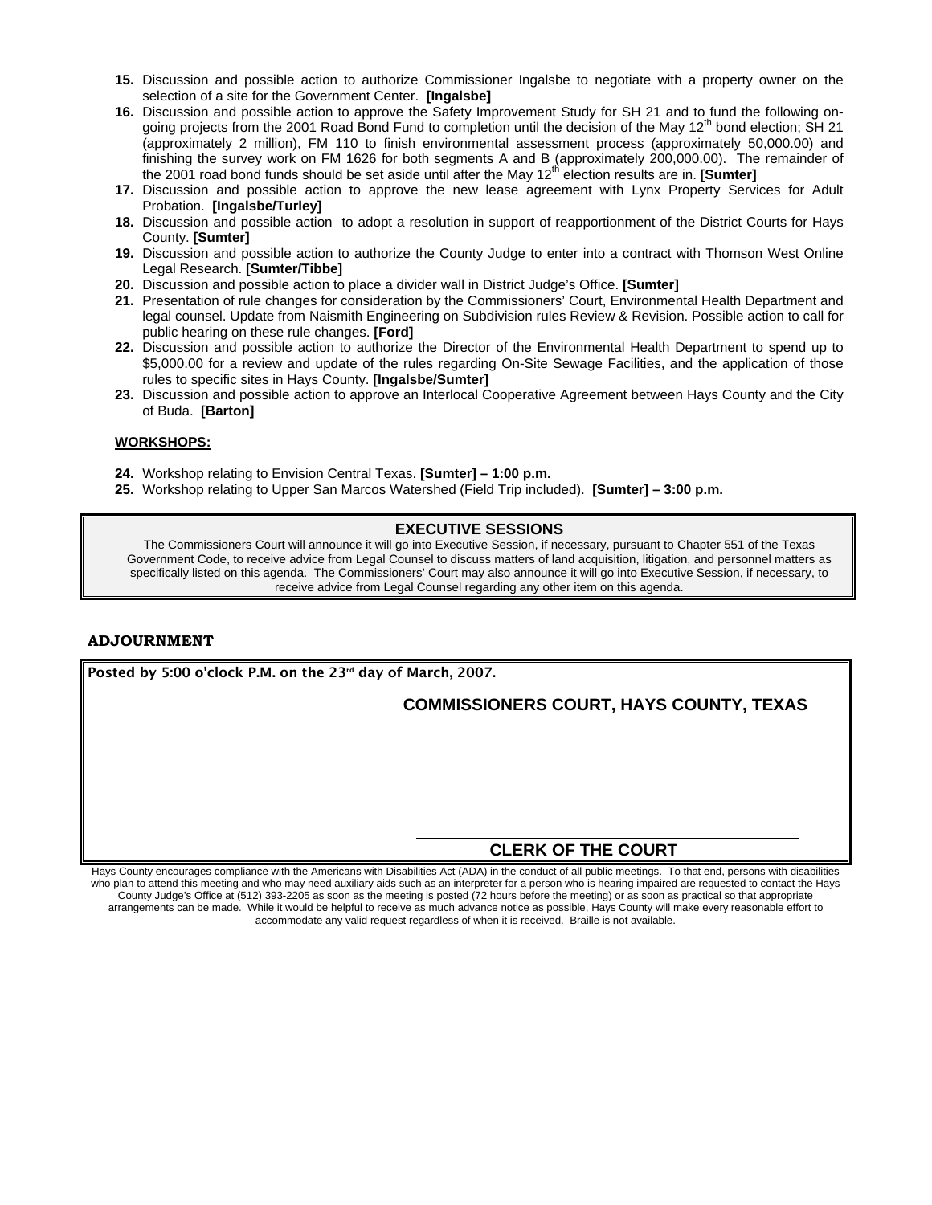15. Discussion and possible action to authorize Commissioner Ingalsbe to negotiate with a property owner on the selection of a site for the Government Center. **[Ingalsbe]**
16. Discussion and possible action to approve the Safety Improvement Study for SH 21 and to fund the following on-going projects from the 2001 Road Bond Fund to completion until the decision of the May 12th bond election; SH 21 (approximately 2 million), FM 110 to finish environmental assessment process (approximately 50,000.00) and finishing the survey work on FM 1626 for both segments A and B (approximately 200,000.00). The remainder of the 2001 road bond funds should be set aside until after the May 12th election results are in. **[Sumter]**
17. Discussion and possible action to approve the new lease agreement with Lynx Property Services for Adult Probation. **[Ingalsbe/Turley]**
18. Discussion and possible action to adopt a resolution in support of reapportionment of the District Courts for Hays County. **[Sumter]**
19. Discussion and possible action to authorize the County Judge to enter into a contract with Thomson West Online Legal Research. **[Sumter/Tibbe]**
20. Discussion and possible action to place a divider wall in District Judge's Office. **[Sumter]**
21. Presentation of rule changes for consideration by the Commissioners' Court, Environmental Health Department and legal counsel. Update from Naismith Engineering on Subdivision rules Review & Revision. Possible action to call for public hearing on these rule changes. **[Ford]**
22. Discussion and possible action to authorize the Director of the Environmental Health Department to spend up to $5,000.00 for a review and update of the rules regarding On-Site Sewage Facilities, and the application of those rules to specific sites in Hays County. **[Ingalsbe/Sumter]**
23. Discussion and possible action to approve an Interlocal Cooperative Agreement between Hays County and the City of Buda. **[Barton]**

**WORKSHOPS:**

24. Workshop relating to Envision Central Texas. **[Sumter] – 1:00 p.m.**
25. Workshop relating to Upper San Marcos Watershed (Field Trip included). **[Sumter] – 3:00 p.m.**

**EXECUTIVE SESSIONS**

The Commissioners Court will announce it will go into Executive Session, if necessary, pursuant to Chapter 551 of the Texas Government Code, to receive advice from Legal Counsel to discuss matters of land acquisition, litigation, and personnel matters as specifically listed on this agenda. The Commissioners' Court may also announce it will go into Executive Session, if necessary, to receive advice from Legal Counsel regarding any other item on this agenda.

**ADJOURNMENT**

**Posted by 5:00 o'clock P.M. on the 23rd day of March, 2007.**

**COMMISSIONERS COURT, HAYS COUNTY, TEXAS**

**CLERK OF THE COURT**

Hays County encourages compliance with the Americans with Disabilities Act (ADA) in the conduct of all public meetings. To that end, persons with disabilities who plan to attend this meeting and who may need auxiliary aids such as an interpreter for a person who is hearing impaired are requested to contact the Hays County Judge's Office at (512) 393-2205 as soon as the meeting is posted (72 hours before the meeting) or as soon as practical so that appropriate arrangements can be made. While it would be helpful to receive as much advance notice as possible, Hays County will make every reasonable effort to accommodate any valid request regardless of when it is received. Braille is not available.